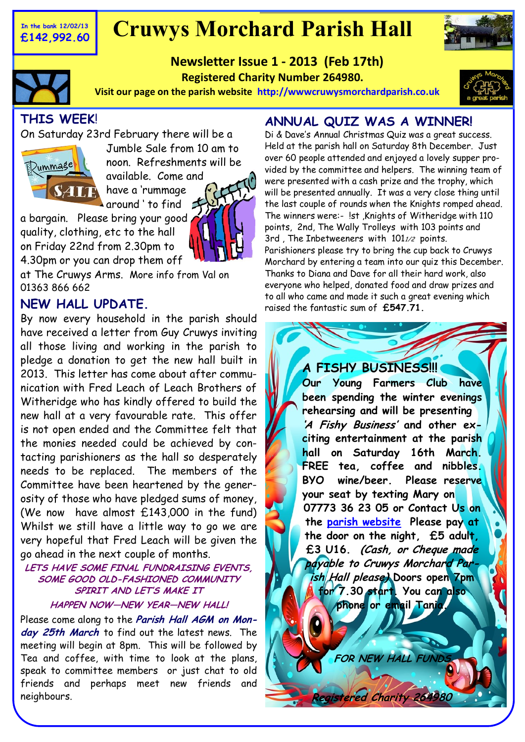In the bank 12/02/13
**£142,992.60**

# Cruwys Morchard Parish Hall

**Newsletter Issue 1 - 2013 (Feb 17th)**

**Registered Charity Number 264980.**

**Visit our page on the parish website http://wwwcruwysmorchardparish.co.uk**

## THIS WEEK!

On Saturday 23rd February there will be a Jumble Sale from 10 am to noon. Refreshments will be available. Come and have a 'rummage around ' to find a bargain. Please bring your good quality, clothing, etc to the hall on Friday 22nd from 2.30pm to 4.30pm or you can drop them off at The Cruwys Arms. More info from Val on 01363 866 662

## NEW HALL UPDATE.

By now every household in the parish should have received a letter from Guy Cruwys inviting all those living and working in the parish to pledge a donation to get the new hall built in 2013. This letter has come about after communication with Fred Leach of Leach Brothers of Witheridge who has kindly offered to build the new hall at a very favourable rate. This offer is not open ended and the Committee felt that the monies needed could be achieved by contacting parishioners as the hall so desperately needs to be replaced. The members of the Committee have been heartened by the generosity of those who have pledged sums of money, (We now have almost £143,000 in the fund) Whilst we still have a little way to go we are very hopeful that Fred Leach will be given the go ahead in the next couple of months.

***LETS HAVE SOME FINAL FUNDRAISING EVENTS, SOME GOOD OLD-FASHIONED COMMUNITY SPIRIT AND LET'S MAKE IT HAPPEN NOW—NEW YEAR—NEW HALL!***

Please come along to the ***Parish Hall AGM on Monday 25th March*** to find out the latest news. The meeting will begin at 8pm. This will be followed by Tea and coffee, with time to look at the plans, speak to committee members or just chat to old friends and perhaps meet new friends and neighbours.

## ANNUAL QUIZ WAS A WINNER!

Di & Dave's Annual Christmas Quiz was a great success. Held at the parish hall on Saturday 8th December. Just over 60 people attended and enjoyed a lovely supper provided by the committee and helpers. The winning team of were presented with a cash prize and the trophy, which will be presented annually. It was a very close thing until the last couple of rounds when the Knights romped ahead. The winners were:- !st ,Knights of Witheridge with 110 points, 2nd, The Wally Trolleys with 103 points and 3rd , The Inbetweeners with 101*1/2* points. Parishioners please try to bring the cup back to Cruwys Morchard by entering a team into our quiz this December. Thanks to Diana and Dave for all their hard work, also everyone who helped, donated food and draw prizes and to all who came and made it such a great evening which raised the fantastic sum of **£547.71.**

## A FISHY BUSINESS!!!

**Our Young Farmers Club have been spending the winter evenings rehearsing and will be presenting *'A Fishy Business'* and other exciting entertainment at the parish hall on Saturday 16th March. FREE tea, coffee and nibbles. BYO wine/beer. Please reserve your seat by texting Mary on 07773 36 23 05 or Contact Us on the parish website Please pay at the door on the night, £5 adult, £3 U16. *(Cash, or Cheque made payable to Cruwys Morchard Parish Hall please)* Doors open 7pm for 7.30 start. You can also phone or email Tania.**

***FOR NEW HALL FUNDS***

***Registered Charity 264980***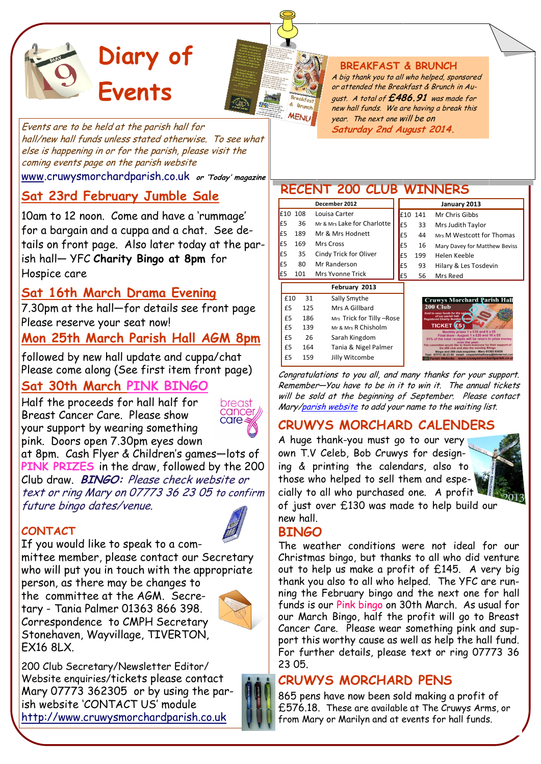# Diary of Events

*Events are to be held at the parish hall for hall/new hall funds unless stated otherwise. To see what else is happening in or for the parish, please visit the coming events page on the parish website* www.cruwysmorchardparish.co.uk ***or 'Today' magazine***

## Sat 23rd February Jumble Sale

10am to 12 noon. Come and have a 'rummage' for a bargain and a cuppa and a chat. See details on front page. Also later today at the parish hall— YFC **Charity Bingo at 8pm** for Hospice care

## Sat 16th March Drama Evening

7.30pm at the hall—for details see front page Please reserve your seat now!

## Mon 25th March Parish Hall AGM 8pm

followed by new hall update and cuppa/chat Please come along (See first item front page)

## Sat 30th March PINK BINGO

Half the proceeds for hall half for Breast Cancer Care. Please show your support by wearing something pink. Doors open 7.30pm eyes down at 8pm. Cash Flyer & Children's games—lots of PINK PRIZES in the draw, followed by the 200 Club draw. ***BINGO:*** *Please check website or text or ring Mary on 07773 36 23 05 to confirm future bingo dates/venue.*

## CONTACT

If you would like to speak to a committee member, please contact our Secretary who will put you in touch with the appropriate person, as there may be changes to the committee at the AGM. Secretary - Tania Palmer 01363 866 398. Correspondence to CMPH Secretary Stonehaven, Wayvillage, TIVERTON, EX16 8LX.

200 Club Secretary/Newsletter Editor/ Website enquiries/tickets please contact Mary 07773 362305 or by using the parish website 'CONTACT US' module http://www.cruwysmorchardparish.co.uk

## BREAKFAST & BRUNCH

*A big thank you to all who helped, sponsored or attended the Breakfast & Brunch in August. A total of **£486.91** was made for new hall funds. We are having a break this year. The next one will be on* ***Saturday 2nd August 2014.***

## RECENT 200 CLUB WINNERS

| December 2012 | | |
|---|---|---|
| £10 | 108 | Louisa Carter |
| £5 | 36 | Mr & Mrs Lake for Charlotte |
| £5 | 189 | Mr & Mrs Hodnett |
| £5 | 169 | Mrs Cross |
| £5 | 35 | Cindy Trick for Oliver |
| £5 | 80 | Mr Randerson |
| £5 | 101 | Mrs Yvonne Trick |

| January 2013 | | |
|---|---|---|
| £10 | 141 | Mr Chris Gibbs |
| £5 | 33 | Mrs Judith Taylor |
| £5 | 44 | Mrs M Westcott for Thomas |
| £5 | 16 | Mary Davey for Matthew Bevis |
| £5 | 199 | Helen Keeble |
| £5 | 93 | Hilary & Les Tosdevin |
| £5 | 56 | Mrs Reed |

| February 2013 | | |
|---|---|---|
| £10 | 31 | Sally Smythe |
| £5 | 125 | Mrs A Gillbard |
| £5 | 186 | Mrs Trick for Tilly –Rose |
| £5 | 139 | Mr & Mrs R Chisholm |
| £5 | 26 | Sarah Kingdom |
| £5 | 164 | Tania & Nigel Palmer |
| £5 | 159 | Jilly Witcombe |

*Congratulations to you all, and many thanks for your support. Remember—You have to be in it to win it. The annual tickets will be sold at the beginning of September. Please contact Mary/parish website to add your name to the waiting list.*

## CRUWYS MORCHARD CALENDERS

A huge thank-you must go to our very own T.V Celeb, Bob Cruwys for designing & printing the calendars, also to those who helped to sell them and especially to all who purchased one. A profit of just over £130 was made to help build our new hall.

## BINGO

The weather conditions were not ideal for our Christmas bingo, but thanks to all who did venture out to help us make a profit of £145. A very big thank you also to all who helped. The YFC are running the February bingo and the next one for hall funds is our Pink bingo on 30th March. As usual for our March Bingo, half the profit will go to Breast Cancer Care. Please wear something pink and support this worthy cause as well as help the hall fund. For further details, please text or ring 07773 36 23 05.

## CRUWYS MORCHARD PENS

865 pens have now been sold making a profit of £576.18. These are available at The Cruwys Arms, or from Mary or Marilyn and at events for hall funds.